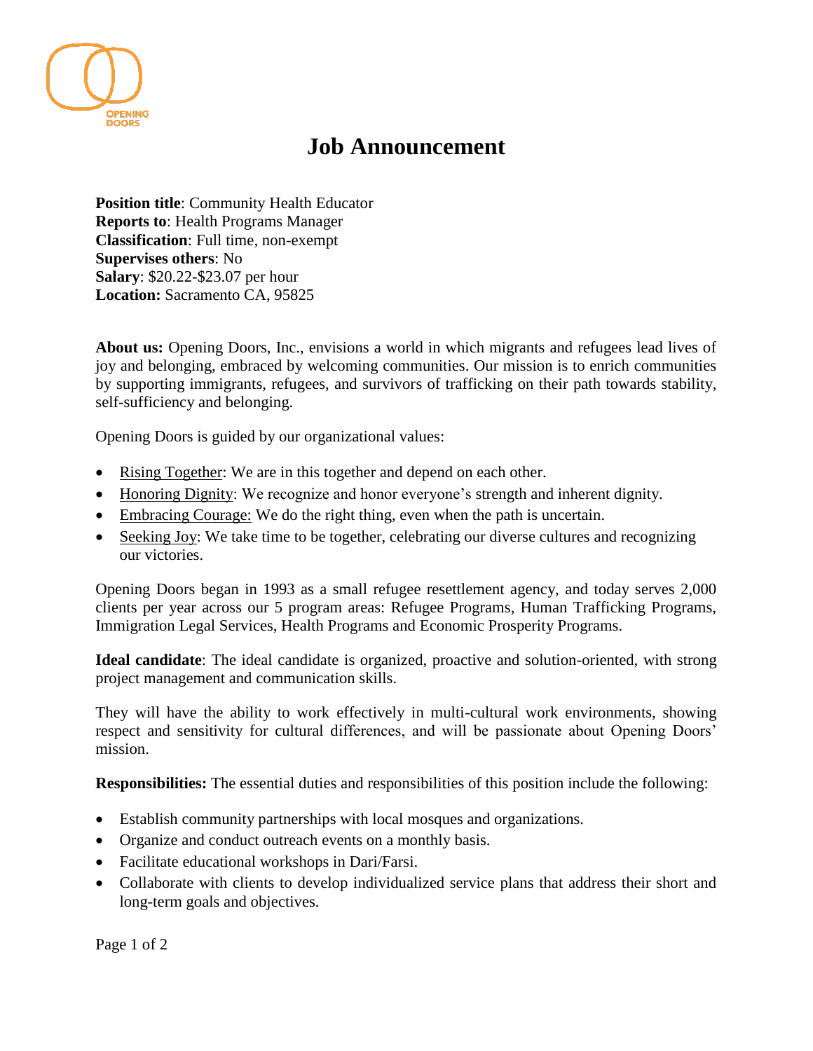# Job Announcement

**Position title**: Community Health Educator
**Reports to**: Health Programs Manager
**Classification**: Full time, non-exempt
**Supervises others**: No
**Salary**: $20.22-$23.07 per hour
**Location:** Sacramento CA, 95825

**About us:** Opening Doors, Inc., envisions a world in which migrants and refugees lead lives of joy and belonging, embraced by welcoming communities. Our mission is to enrich communities by supporting immigrants, refugees, and survivors of trafficking on their path towards stability, self-sufficiency and belonging.

Opening Doors is guided by our organizational values:

- Rising Together: We are in this together and depend on each other.
- Honoring Dignity: We recognize and honor everyone's strength and inherent dignity.
- Embracing Courage: We do the right thing, even when the path is uncertain.
- Seeking Joy: We take time to be together, celebrating our diverse cultures and recognizing our victories.

Opening Doors began in 1993 as a small refugee resettlement agency, and today serves 2,000 clients per year across our 5 program areas: Refugee Programs, Human Trafficking Programs, Immigration Legal Services, Health Programs and Economic Prosperity Programs.

**Ideal candidate**: The ideal candidate is organized, proactive and solution-oriented, with strong project management and communication skills.

They will have the ability to work effectively in multi-cultural work environments, showing respect and sensitivity for cultural differences, and will be passionate about Opening Doors' mission.

**Responsibilities:** The essential duties and responsibilities of this position include the following:

- Establish community partnerships with local mosques and organizations.
- Organize and conduct outreach events on a monthly basis.
- Facilitate educational workshops in Dari/Farsi.
- Collaborate with clients to develop individualized service plans that address their short and long-term goals and objectives.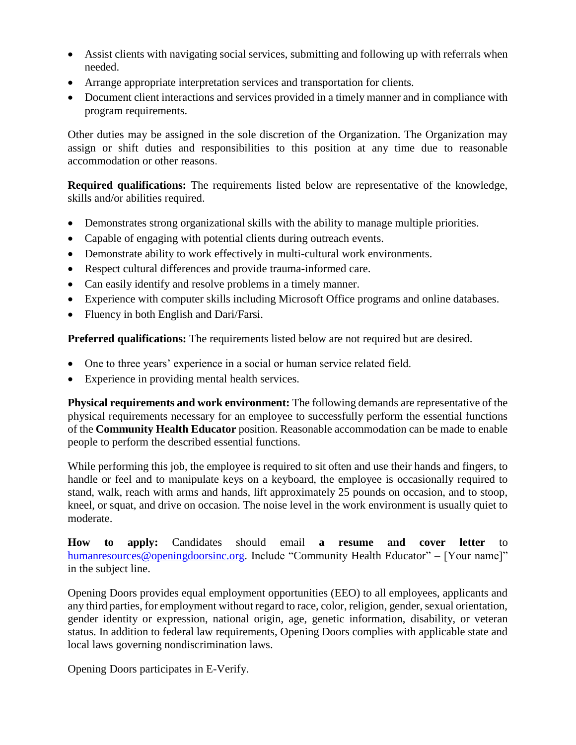- Assist clients with navigating social services, submitting and following up with referrals when needed.
- Arrange appropriate interpretation services and transportation for clients.
- Document client interactions and services provided in a timely manner and in compliance with program requirements.

Other duties may be assigned in the sole discretion of the Organization. The Organization may assign or shift duties and responsibilities to this position at any time due to reasonable accommodation or other reasons.

**Required qualifications:** The requirements listed below are representative of the knowledge, skills and/or abilities required.

- Demonstrates strong organizational skills with the ability to manage multiple priorities.
- Capable of engaging with potential clients during outreach events.
- Demonstrate ability to work effectively in multi-cultural work environments.
- Respect cultural differences and provide trauma-informed care.
- Can easily identify and resolve problems in a timely manner.
- Experience with computer skills including Microsoft Office programs and online databases.
- Fluency in both English and Dari/Farsi.

**Preferred qualifications:** The requirements listed below are not required but are desired.

- One to three years' experience in a social or human service related field.
- Experience in providing mental health services.

**Physical requirements and work environment:** The following demands are representative of the physical requirements necessary for an employee to successfully perform the essential functions of the **Community Health Educator** position. Reasonable accommodation can be made to enable people to perform the described essential functions.

While performing this job, the employee is required to sit often and use their hands and fingers, to handle or feel and to manipulate keys on a keyboard, the employee is occasionally required to stand, walk, reach with arms and hands, lift approximately 25 pounds on occasion, and to stoop, kneel, or squat, and drive on occasion. The noise level in the work environment is usually quiet to moderate.

**How to apply:** Candidates should email **a resume and cover letter** to humanresources@openingdoorsinc.org. Include "Community Health Educator" – [Your name]" in the subject line.

Opening Doors provides equal employment opportunities (EEO) to all employees, applicants and any third parties, for employment without regard to race, color, religion, gender, sexual orientation, gender identity or expression, national origin, age, genetic information, disability, or veteran status. In addition to federal law requirements, Opening Doors complies with applicable state and local laws governing nondiscrimination laws.

Opening Doors participates in E-Verify.